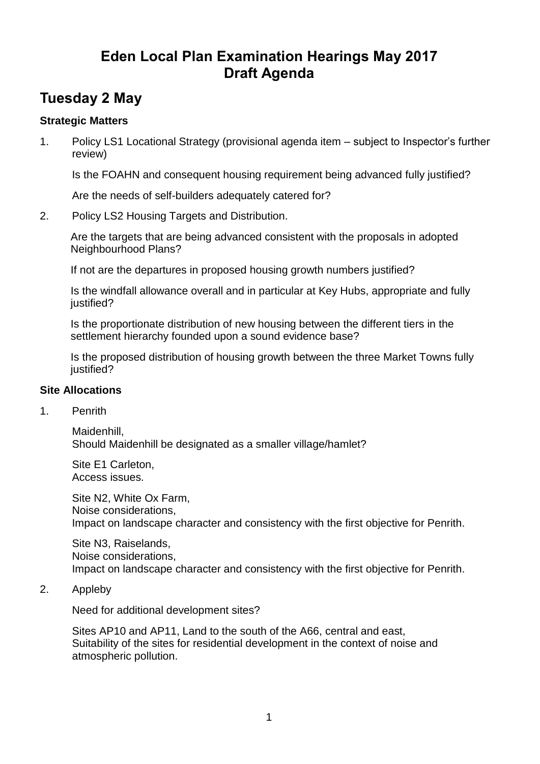# Eden Local Plan Examination Hearings May 2017
# Draft Agenda

## Tuesday 2 May

### Strategic Matters

1. Policy LS1 Locational Strategy (provisional agenda item – subject to Inspector's further review)

   Is the FOAHN and consequent housing requirement being advanced fully justified?

   Are the needs of self-builders adequately catered for?

2. Policy LS2 Housing Targets and Distribution.

   Are the targets that are being advanced consistent with the proposals in adopted Neighbourhood Plans?

   If not are the departures in proposed housing growth numbers justified?

   Is the windfall allowance overall and in particular at Key Hubs, appropriate and fully justified?

   Is the proportionate distribution of new housing between the different tiers in the settlement hierarchy founded upon a sound evidence base?

   Is the proposed distribution of housing growth between the three Market Towns fully justified?

### Site Allocations

1. Penrith

   Maidenhill,
   Should Maidenhill be designated as a smaller village/hamlet?

   Site E1 Carleton,
   Access issues.

   Site N2, White Ox Farm,
   Noise considerations,
   Impact on landscape character and consistency with the first objective for Penrith.

   Site N3, Raiselands,
   Noise considerations,
   Impact on landscape character and consistency with the first objective for Penrith.

2. Appleby

   Need for additional development sites?

   Sites AP10 and AP11, Land to the south of the A66, central and east,
   Suitability of the sites for residential development in the context of noise and atmospheric pollution.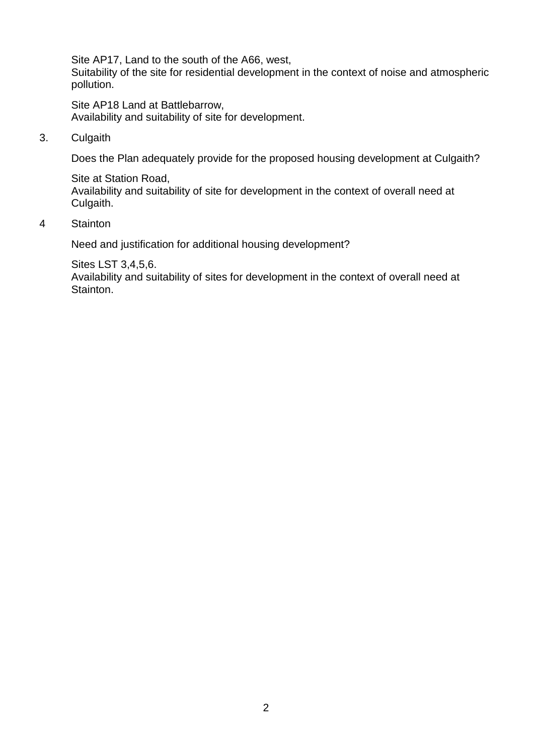Site AP17, Land to the south of the A66, west,
Suitability of the site for residential development in the context of noise and atmospheric pollution.

Site AP18 Land at Battlebarrow,
Availability and suitability of site for development.

3. Culgaith

Does the Plan adequately provide for the proposed housing development at Culgaith?

Site at Station Road,
Availability and suitability of site for development in the context of overall need at Culgaith.

4 Stainton

Need and justification for additional housing development?

Sites LST 3,4,5,6.
Availability and suitability of sites for development in the context of overall need at Stainton.